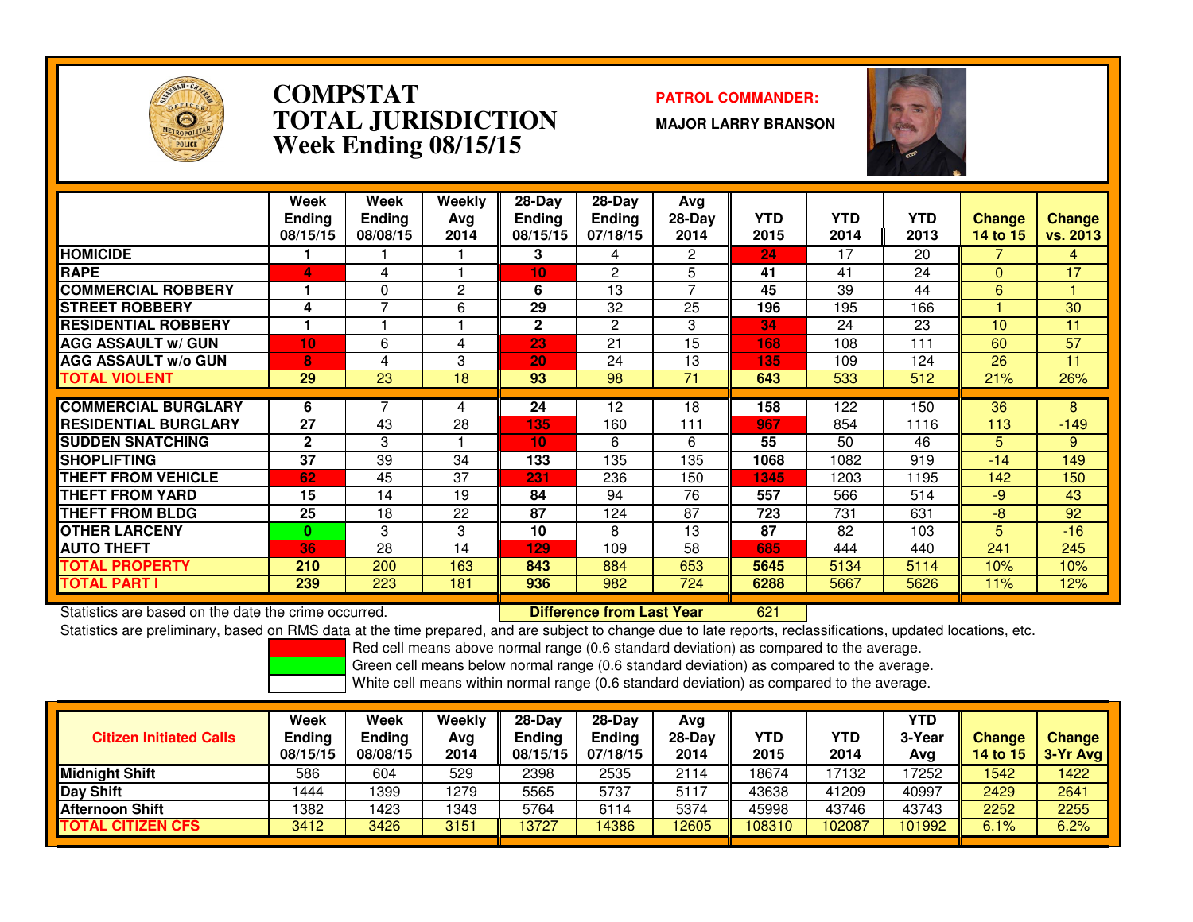# COMPSTAT
# TOTAL JURISDICTION
## Week Ending 08/15/15

**PATROL COMMANDER:**

**MAJOR LARRY BRANSON**

| | Week Ending 08/15/15 | Week Ending 08/08/15 | Weekly Avg 2014 | 28-Day Ending 08/15/15 | 28-Day Ending 07/18/15 | Avg 28-Day 2014 | YTD 2015 | YTD 2014 | YTD 2013 | Change 14 to 15 | Change vs. 2013 |
|---|---|---|---|---|---|---|---|---|---|---|---|
| HOMICIDE | 1 | 1 | 1 | 3 | 4 | 2 | 24 | 17 | 20 | 7 | 4 |
| RAPE | 4 | 4 | 1 | 10 | 2 | 5 | 41 | 41 | 24 | 0 | 17 |
| COMMERCIAL ROBBERY | 1 | 0 | 2 | 6 | 13 | 7 | 45 | 39 | 44 | 6 | 1 |
| STREET ROBBERY | 4 | 7 | 6 | 29 | 32 | 25 | 196 | 195 | 166 | 1 | 30 |
| RESIDENTIAL ROBBERY | 1 | 1 | 1 | 2 | 2 | 3 | 34 | 24 | 23 | 10 | 11 |
| AGG ASSAULT w/ GUN | 10 | 6 | 4 | 23 | 21 | 15 | 168 | 108 | 111 | 60 | 57 |
| AGG ASSAULT w/o GUN | 8 | 4 | 3 | 20 | 24 | 13 | 135 | 109 | 124 | 26 | 11 |
| TOTAL VIOLENT | 29 | 23 | 18 | 93 | 98 | 71 | 643 | 533 | 512 | 21% | 26% |
| COMMERCIAL BURGLARY | 6 | 7 | 4 | 24 | 12 | 18 | 158 | 122 | 150 | 36 | 8 |
| RESIDENTIAL BURGLARY | 27 | 43 | 28 | 135 | 160 | 111 | 967 | 854 | 1116 | 113 | -149 |
| SUDDEN SNATCHING | 2 | 3 | 1 | 10 | 6 | 6 | 55 | 50 | 46 | 5 | 9 |
| SHOPLIFTING | 37 | 39 | 34 | 133 | 135 | 135 | 1068 | 1082 | 919 | -14 | 149 |
| THEFT FROM VEHICLE | 62 | 45 | 37 | 231 | 236 | 150 | 1345 | 1203 | 1195 | 142 | 150 |
| THEFT FROM YARD | 15 | 14 | 19 | 84 | 94 | 76 | 557 | 566 | 514 | -9 | 43 |
| THEFT FROM BLDG | 25 | 18 | 22 | 87 | 124 | 87 | 723 | 731 | 631 | -8 | 92 |
| OTHER LARCENY | 0 | 3 | 3 | 10 | 8 | 13 | 87 | 82 | 103 | 5 | -16 |
| AUTO THEFT | 36 | 28 | 14 | 129 | 109 | 58 | 685 | 444 | 440 | 241 | 245 |
| TOTAL PROPERTY | 210 | 200 | 163 | 843 | 884 | 653 | 5645 | 5134 | 5114 | 10% | 10% |
| TOTAL PART I | 239 | 223 | 181 | 936 | 982 | 724 | 6288 | 5667 | 5626 | 11% | 12% |

Statistics are based on the date the crime occurred. **Difference from Last Year** 621

Statistics are preliminary, based on RMS data at the time prepared, and are subject to change due to late reports, reclassifications, updated locations, etc.

Red cell means above normal range (0.6 standard deviation) as compared to the average.
Green cell means below normal range (0.6 standard deviation) as compared to the average.
White cell means within normal range (0.6 standard deviation) as compared to the average.

| Citizen Initiated Calls | Week Ending 08/15/15 | Week Ending 08/08/15 | Weekly Avg 2014 | 28-Day Ending 08/15/15 | 28-Day Ending 07/18/15 | Avg 28-Day 2014 | YTD 2015 | YTD 2014 | YTD 3-Year Avg | Change 14 to 15 | Change 3-Yr Avg |
|---|---|---|---|---|---|---|---|---|---|---|---|
| Midnight Shift | 586 | 604 | 529 | 2398 | 2535 | 2114 | 18674 | 17132 | 17252 | 1542 | 1422 |
| Day Shift | 1444 | 1399 | 1279 | 5565 | 5737 | 5117 | 43638 | 41209 | 40997 | 2429 | 2641 |
| Afternoon Shift | 1382 | 1423 | 1343 | 5764 | 6114 | 5374 | 45998 | 43746 | 43743 | 2252 | 2255 |
| TOTAL CITIZEN CFS | 3412 | 3426 | 3151 | 13727 | 14386 | 12605 | 108310 | 102087 | 101992 | 6.1% | 6.2% |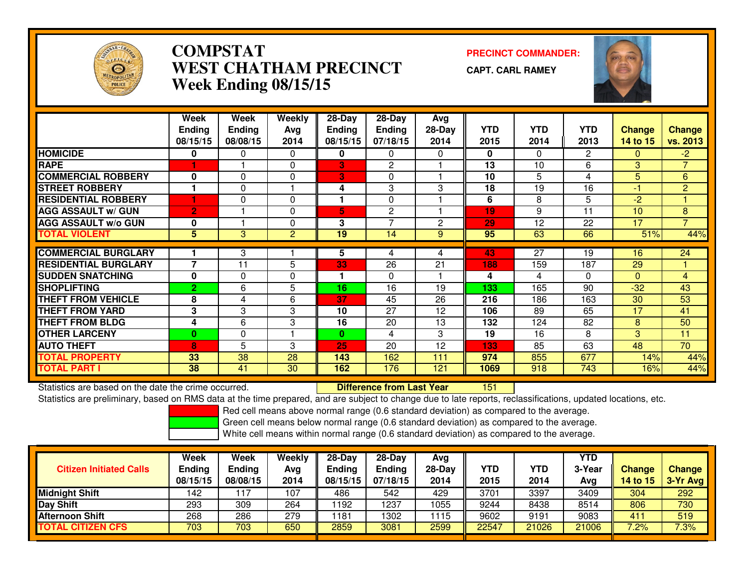# COMPSTAT
# WEST CHATHAM PRECINCT
# Week Ending 08/15/15

**PRECINCT COMMANDER:**

**CAPT. CARL RAMEY**

| | Week Ending 08/15/15 | Week Ending 08/08/15 | Weekly Avg 2014 | 28-Day Ending 08/15/15 | 28-Day Ending 07/18/15 | Avg 28-Day 2014 | YTD 2015 | YTD 2014 | YTD 2013 | Change 14 to 15 | Change vs. 2013 |
|---|---|---|---|---|---|---|---|---|---|---|---|
| HOMICIDE | 0 | 0 | 0 | 0 | 0 | 0 | 0 | 0 | 2 | 0 | -2 |
| RAPE | 1 | 1 | 0 | 3 | 2 | 1 | 13 | 10 | 6 | 3 | 7 |
| COMMERCIAL ROBBERY | 0 | 0 | 0 | 3 | 0 | 1 | 10 | 5 | 4 | 5 | 6 |
| STREET ROBBERY | 1 | 0 | 1 | 4 | 3 | 3 | 18 | 19 | 16 | -1 | 2 |
| RESIDENTIAL ROBBERY | 1 | 0 | 0 | 1 | 0 | 1 | 6 | 8 | 5 | -2 | 1 |
| AGG ASSAULT w/ GUN | 2 | 1 | 0 | 5 | 2 | 1 | 19 | 9 | 11 | 10 | 8 |
| AGG ASSAULT w/o GUN | 0 | 1 | 0 | 3 | 7 | 2 | 29 | 12 | 22 | 17 | 7 |
| TOTAL VIOLENT | 5 | 3 | 2 | 19 | 14 | 9 | 95 | 63 | 66 | 51% | 44% |
| COMMERCIAL BURGLARY | 1 | 3 | 1 | 5 | 4 | 4 | 43 | 27 | 19 | 16 | 24 |
| RESIDENTIAL BURGLARY | 7 | 11 | 5 | 33 | 26 | 21 | 188 | 159 | 187 | 29 | 1 |
| SUDDEN SNATCHING | 0 | 0 | 0 | 1 | 0 | 1 | 4 | 4 | 0 | 0 | 4 |
| SHOPLIFTING | 2 | 6 | 5 | 16 | 16 | 19 | 133 | 165 | 90 | -32 | 43 |
| THEFT FROM VEHICLE | 8 | 4 | 6 | 37 | 45 | 26 | 216 | 186 | 163 | 30 | 53 |
| THEFT FROM YARD | 3 | 3 | 3 | 10 | 27 | 12 | 106 | 89 | 65 | 17 | 41 |
| THEFT FROM BLDG | 4 | 6 | 3 | 16 | 20 | 13 | 132 | 124 | 82 | 8 | 50 |
| OTHER LARCENY | 0 | 0 | 1 | 0 | 4 | 3 | 19 | 16 | 8 | 3 | 11 |
| AUTO THEFT | 8 | 5 | 3 | 25 | 20 | 12 | 133 | 85 | 63 | 48 | 70 |
| TOTAL PROPERTY | 33 | 38 | 28 | 143 | 162 | 111 | 974 | 855 | 677 | 14% | 44% |
| TOTAL PART I | 38 | 41 | 30 | 162 | 176 | 121 | 1069 | 918 | 743 | 16% | 44% |

Statistics are based on the date the crime occurred. **Difference from Last Year** 151

Statistics are preliminary, based on RMS data at the time prepared, and are subject to change due to late reports, reclassifications, updated locations, etc.

Red cell means above normal range (0.6 standard deviation) as compared to the average.
Green cell means below normal range (0.6 standard deviation) as compared to the average.
White cell means within normal range (0.6 standard deviation) as compared to the average.

| Citizen Initiated Calls | Week Ending 08/15/15 | Week Ending 08/08/15 | Weekly Avg 2014 | 28-Day Ending 08/15/15 | 28-Day Ending 07/18/15 | Avg 28-Day 2014 | YTD 2015 | YTD 2014 | YTD 3-Year Avg | Change 14 to 15 | Change 3-Yr Avg |
|---|---|---|---|---|---|---|---|---|---|---|---|
| Midnight Shift | 142 | 117 | 107 | 486 | 542 | 429 | 3701 | 3397 | 3409 | 304 | 292 |
| Day Shift | 293 | 309 | 264 | 1192 | 1237 | 1055 | 9244 | 8438 | 8514 | 806 | 730 |
| Afternoon Shift | 268 | 286 | 279 | 1181 | 1302 | 1115 | 9602 | 9191 | 9083 | 411 | 519 |
| TOTAL CITIZEN CFS | 703 | 703 | 650 | 2859 | 3081 | 2599 | 22547 | 21026 | 21006 | 7.2% | 7.3% |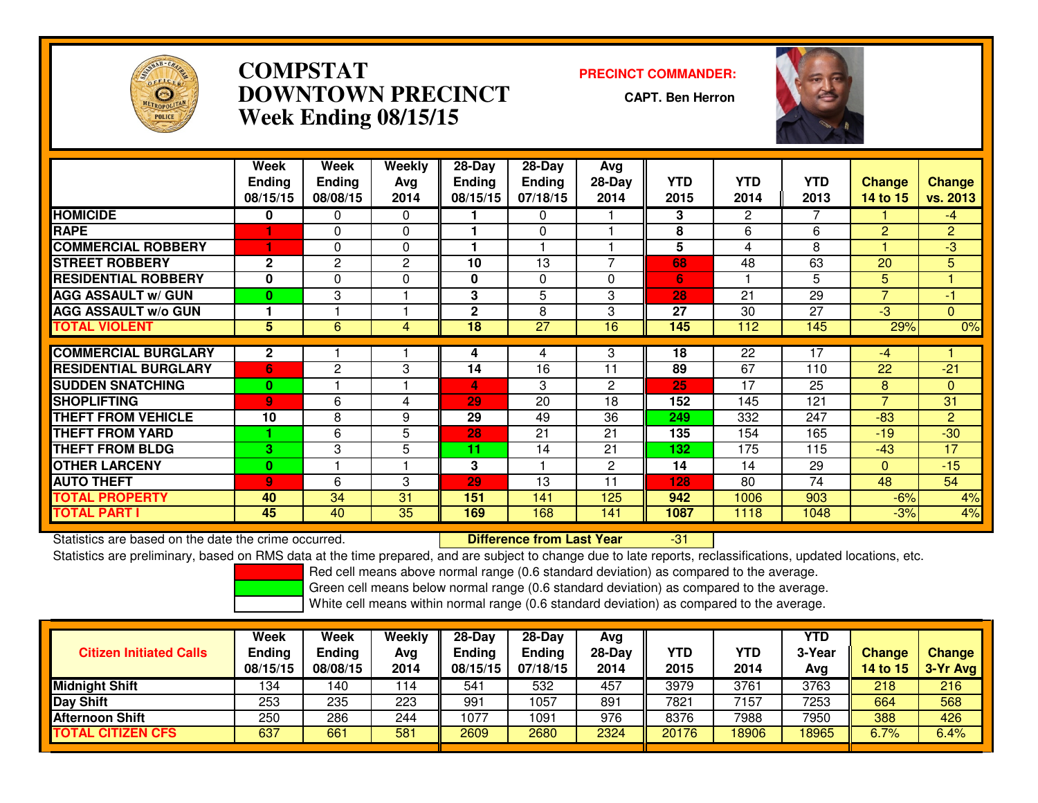# COMPSTAT
# DOWNTOWN PRECINCT
# Week Ending 08/15/15

**PRECINCT COMMANDER:**

**CAPT. Ben Herron**

| | Week Ending 08/15/15 | Week Ending 08/08/15 | Weekly Avg 2014 | 28-Day Ending 08/15/15 | 28-Day Ending 07/18/15 | Avg 28-Day 2014 | YTD 2015 | YTD 2014 | YTD 2013 | Change 14 to 15 | Change vs. 2013 |
|---|---|---|---|---|---|---|---|---|---|---|---|
| HOMICIDE | 0 | 0 | 0 | 1 | 0 | 1 | 3 | 2 | 7 | 1 | -4 |
| RAPE | 1 | 0 | 0 | 1 | 0 | 1 | 8 | 6 | 6 | 2 | 2 |
| COMMERCIAL ROBBERY | 1 | 0 | 0 | 1 | 1 | 1 | 5 | 4 | 8 | 1 | -3 |
| STREET ROBBERY | 2 | 2 | 2 | 10 | 13 | 7 | 68 | 48 | 63 | 20 | 5 |
| RESIDENTIAL ROBBERY | 0 | 0 | 0 | 0 | 0 | 0 | 6 | 1 | 5 | 5 | 1 |
| AGG ASSAULT w/ GUN | 0 | 3 | 1 | 3 | 5 | 3 | 28 | 21 | 29 | 7 | -1 |
| AGG ASSAULT w/o GUN | 1 | 1 | 1 | 2 | 8 | 3 | 27 | 30 | 27 | -3 | 0 |
| TOTAL VIOLENT | 5 | 6 | 4 | 18 | 27 | 16 | 145 | 112 | 145 | 29% | 0% |
| COMMERCIAL BURGLARY | 2 | 1 | 1 | 4 | 4 | 3 | 18 | 22 | 17 | -4 | 1 |
| RESIDENTIAL BURGLARY | 6 | 2 | 3 | 14 | 16 | 11 | 89 | 67 | 110 | 22 | -21 |
| SUDDEN SNATCHING | 0 | 1 | 1 | 4 | 3 | 2 | 25 | 17 | 25 | 8 | 0 |
| SHOPLIFTING | 9 | 6 | 4 | 29 | 20 | 18 | 152 | 145 | 121 | 7 | 31 |
| THEFT FROM VEHICLE | 10 | 8 | 9 | 29 | 49 | 36 | 249 | 332 | 247 | -83 | 2 |
| THEFT FROM YARD | 1 | 6 | 5 | 28 | 21 | 21 | 135 | 154 | 165 | -19 | -30 |
| THEFT FROM BLDG | 3 | 3 | 5 | 11 | 14 | 21 | 132 | 175 | 115 | -43 | 17 |
| OTHER LARCENY | 0 | 1 | 1 | 3 | 1 | 2 | 14 | 14 | 29 | 0 | -15 |
| AUTO THEFT | 9 | 6 | 3 | 29 | 13 | 11 | 128 | 80 | 74 | 48 | 54 |
| TOTAL PROPERTY | 40 | 34 | 31 | 151 | 141 | 125 | 942 | 1006 | 903 | -6% | 4% |
| TOTAL PART I | 45 | 40 | 35 | 169 | 168 | 141 | 1087 | 1118 | 1048 | -3% | 4% |

Statistics are based on the date the crime occurred. **Difference from Last Year** -31

Statistics are preliminary, based on RMS data at the time prepared, and are subject to change due to late reports, reclassifications, updated locations, etc.

Red cell means above normal range (0.6 standard deviation) as compared to the average.
Green cell means below normal range (0.6 standard deviation) as compared to the average.
White cell means within normal range (0.6 standard deviation) as compared to the average.

| Citizen Initiated Calls | Week Ending 08/15/15 | Week Ending 08/08/15 | Weekly Avg 2014 | 28-Day Ending 08/15/15 | 28-Day Ending 07/18/15 | Avg 28-Day 2014 | YTD 2015 | YTD 2014 | YTD 3-Year Avg | Change 14 to 15 | Change 3-Yr Avg |
|---|---|---|---|---|---|---|---|---|---|---|---|
| Midnight Shift | 134 | 140 | 114 | 541 | 532 | 457 | 3979 | 3761 | 3763 | 218 | 216 |
| Day Shift | 253 | 235 | 223 | 991 | 1057 | 891 | 7821 | 7157 | 7253 | 664 | 568 |
| Afternoon Shift | 250 | 286 | 244 | 1077 | 1091 | 976 | 8376 | 7988 | 7950 | 388 | 426 |
| TOTAL CITIZEN CFS | 637 | 661 | 581 | 2609 | 2680 | 2324 | 20176 | 18906 | 18965 | 6.7% | 6.4% |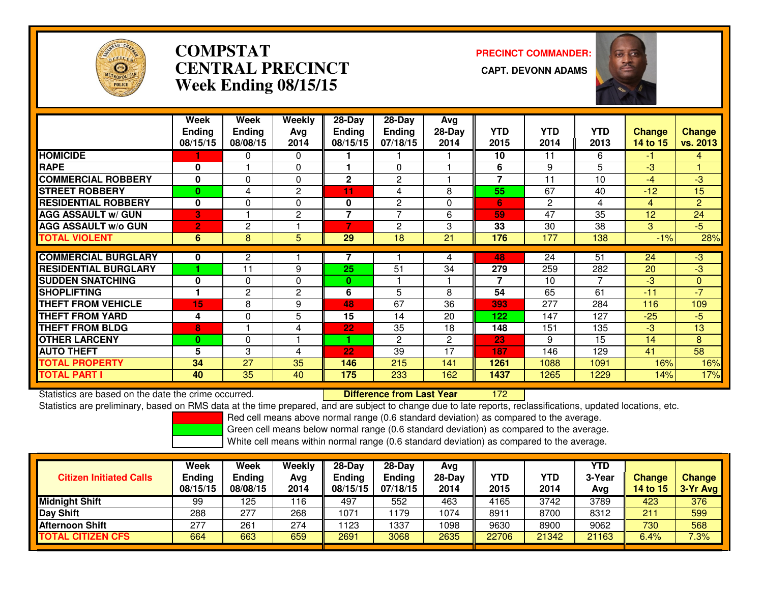# COMPSTAT
# CENTRAL PRECINCT
# Week Ending 08/15/15

**PRECINCT COMMANDER:**

**CAPT. DEVONN ADAMS**

| | Week Ending 08/15/15 | Week Ending 08/08/15 | Weekly Avg 2014 | 28-Day Ending 08/15/15 | 28-Day Ending 07/18/15 | Avg 28-Day 2014 | YTD 2015 | YTD 2014 | YTD 2013 | Change 14 to 15 | Change vs. 2013 |
|---|---|---|---|---|---|---|---|---|---|---|---|
| **HOMICIDE** | 1 | 0 | 0 | 1 | 1 | 1 | 10 | 11 | 6 | -1 | 4 |
| **RAPE** | 0 | 1 | 0 | 1 | 0 | 1 | 6 | 9 | 5 | -3 | 1 |
| **COMMERCIAL ROBBERY** | 0 | 0 | 0 | 2 | 2 | 1 | 7 | 11 | 10 | -4 | -3 |
| **STREET ROBBERY** | 0 | 4 | 2 | 11 | 4 | 8 | 55 | 67 | 40 | -12 | 15 |
| **RESIDENTIAL ROBBERY** | 0 | 0 | 0 | 0 | 2 | 0 | 6 | 2 | 4 | 4 | 2 |
| **AGG ASSAULT w/ GUN** | 3 | 1 | 2 | 7 | 7 | 6 | 59 | 47 | 35 | 12 | 24 |
| **AGG ASSAULT w/o GUN** | 2 | 2 | 1 | 7 | 2 | 3 | 33 | 30 | 38 | 3 | -5 |
| **TOTAL VIOLENT** | 6 | 8 | 5 | 29 | 18 | 21 | 176 | 177 | 138 | -1% | 28% |
| **COMMERCIAL BURGLARY** | 0 | 2 | 1 | 7 | 1 | 4 | 48 | 24 | 51 | 24 | -3 |
| **RESIDENTIAL BURGLARY** | 1 | 11 | 9 | 25 | 51 | 34 | 279 | 259 | 282 | 20 | -3 |
| **SUDDEN SNATCHING** | 0 | 0 | 0 | 0 | 1 | 1 | 7 | 10 | 7 | -3 | 0 |
| **SHOPLIFTING** | 1 | 2 | 2 | 6 | 5 | 8 | 54 | 65 | 61 | -11 | -7 |
| **THEFT FROM VEHICLE** | 15 | 8 | 9 | 48 | 67 | 36 | 393 | 277 | 284 | 116 | 109 |
| **THEFT FROM YARD** | 4 | 0 | 5 | 15 | 14 | 20 | 122 | 147 | 127 | -25 | -5 |
| **THEFT FROM BLDG** | 8 | 1 | 4 | 22 | 35 | 18 | 148 | 151 | 135 | -3 | 13 |
| **OTHER LARCENY** | 0 | 0 | 1 | 1 | 2 | 2 | 23 | 9 | 15 | 14 | 8 |
| **AUTO THEFT** | 5 | 3 | 4 | 22 | 39 | 17 | 187 | 146 | 129 | 41 | 58 |
| **TOTAL PROPERTY** | 34 | 27 | 35 | 146 | 215 | 141 | 1261 | 1088 | 1091 | 16% | 16% |
| **TOTAL PART I** | 40 | 35 | 40 | 175 | 233 | 162 | 1437 | 1265 | 1229 | 14% | 17% |

Statistics are based on the date the crime occurred. **Difference from Last Year** 172

Statistics are preliminary, based on RMS data at the time prepared, and are subject to change due to late reports, reclassifications, updated locations, etc.

Red cell means above normal range (0.6 standard deviation) as compared to the average.
Green cell means below normal range (0.6 standard deviation) as compared to the average.
White cell means within normal range (0.6 standard deviation) as compared to the average.

| Citizen Initiated Calls | Week Ending 08/15/15 | Week Ending 08/08/15 | Weekly Avg 2014 | 28-Day Ending 08/15/15 | 28-Day Ending 07/18/15 | Avg 28-Day 2014 | YTD 2015 | YTD 2014 | YTD 3-Year Avg | Change 14 to 15 | Change 3-Yr Avg |
|---|---|---|---|---|---|---|---|---|---|---|---|
| **Midnight Shift** | 99 | 125 | 116 | 497 | 552 | 463 | 4165 | 3742 | 3789 | 423 | 376 |
| **Day Shift** | 288 | 277 | 268 | 1071 | 1179 | 1074 | 8911 | 8700 | 8312 | 211 | 599 |
| **Afternoon Shift** | 277 | 261 | 274 | 1123 | 1337 | 1098 | 9630 | 8900 | 9062 | 730 | 568 |
| **TOTAL CITIZEN CFS** | 664 | 663 | 659 | 2691 | 3068 | 2635 | 22706 | 21342 | 21163 | 6.4% | 7.3% |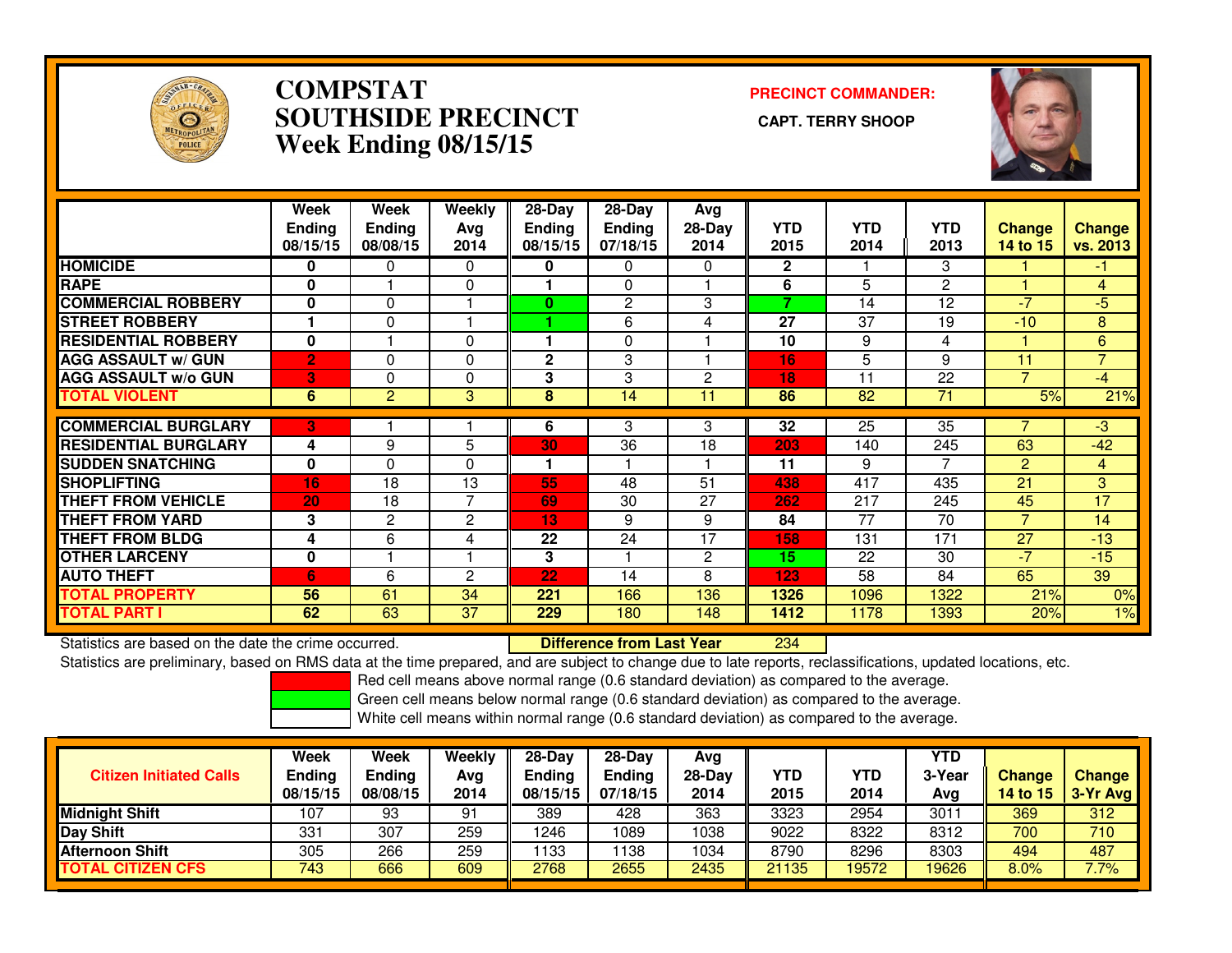# COMPSTAT
# SOUTHSIDE PRECINCT
# Week Ending 08/15/15

**PRECINCT COMMANDER:**

**CAPT. TERRY SHOOP**

| | Week Ending 08/15/15 | Week Ending 08/08/15 | Weekly Avg 2014 | 28-Day Ending 08/15/15 | 28-Day Ending 07/18/15 | Avg 28-Day 2014 | YTD 2015 | YTD 2014 | YTD 2013 | Change 14 to 15 | Change vs. 2013 |
|---|---|---|---|---|---|---|---|---|---|---|---|
| HOMICIDE | 0 | 0 | 0 | 0 | 0 | 0 | 2 | 1 | 3 | 1 | -1 |
| RAPE | 0 | 1 | 0 | 1 | 0 | 1 | 6 | 5 | 2 | 1 | 4 |
| COMMERCIAL ROBBERY | 0 | 0 | 1 | 0 | 2 | 3 | 7 | 14 | 12 | -7 | -5 |
| STREET ROBBERY | 1 | 0 | 1 | 1 | 6 | 4 | 27 | 37 | 19 | -10 | 8 |
| RESIDENTIAL ROBBERY | 0 | 1 | 0 | 1 | 0 | 1 | 10 | 9 | 4 | 1 | 6 |
| AGG ASSAULT w/ GUN | 2 | 0 | 0 | 2 | 3 | 1 | 16 | 5 | 9 | 11 | 7 |
| AGG ASSAULT w/o GUN | 3 | 0 | 0 | 3 | 3 | 2 | 18 | 11 | 22 | 7 | -4 |
| TOTAL VIOLENT | 6 | 2 | 3 | 8 | 14 | 11 | 86 | 82 | 71 | 5% | 21% |
| COMMERCIAL BURGLARY | 3 | 1 | 1 | 6 | 3 | 3 | 32 | 25 | 35 | 7 | -3 |
| RESIDENTIAL BURGLARY | 4 | 9 | 5 | 30 | 36 | 18 | 203 | 140 | 245 | 63 | -42 |
| SUDDEN SNATCHING | 0 | 0 | 0 | 1 | 1 | 1 | 11 | 9 | 7 | 2 | 4 |
| SHOPLIFTING | 16 | 18 | 13 | 55 | 48 | 51 | 438 | 417 | 435 | 21 | 3 |
| THEFT FROM VEHICLE | 20 | 18 | 7 | 69 | 30 | 27 | 262 | 217 | 245 | 45 | 17 |
| THEFT FROM YARD | 3 | 2 | 2 | 13 | 9 | 9 | 84 | 77 | 70 | 7 | 14 |
| THEFT FROM BLDG | 4 | 6 | 4 | 22 | 24 | 17 | 158 | 131 | 171 | 27 | -13 |
| OTHER LARCENY | 0 | 1 | 1 | 3 | 1 | 2 | 15 | 22 | 30 | -7 | -15 |
| AUTO THEFT | 6 | 6 | 2 | 22 | 14 | 8 | 123 | 58 | 84 | 65 | 39 |
| TOTAL PROPERTY | 56 | 61 | 34 | 221 | 166 | 136 | 1326 | 1096 | 1322 | 21% | 0% |
| TOTAL PART I | 62 | 63 | 37 | 229 | 180 | 148 | 1412 | 1178 | 1393 | 20% | 1% |

Statistics are based on the date the crime occurred. **Difference from Last Year** 234

Statistics are preliminary, based on RMS data at the time prepared, and are subject to change due to late reports, reclassifications, updated locations, etc.

Red cell means above normal range (0.6 standard deviation) as compared to the average.

Green cell means below normal range (0.6 standard deviation) as compared to the average.

White cell means within normal range (0.6 standard deviation) as compared to the average.

| Citizen Initiated Calls | Week Ending 08/15/15 | Week Ending 08/08/15 | Weekly Avg 2014 | 28-Day Ending 08/15/15 | 28-Day Ending 07/18/15 | Avg 28-Day 2014 | YTD 2015 | YTD 2014 | YTD 3-Year Avg | Change 14 to 15 | Change 3-Yr Avg |
|---|---|---|---|---|---|---|---|---|---|---|---|
| Midnight Shift | 107 | 93 | 91 | 389 | 428 | 363 | 3323 | 2954 | 3011 | 369 | 312 |
| Day Shift | 331 | 307 | 259 | 1246 | 1089 | 1038 | 9022 | 8322 | 8312 | 700 | 710 |
| Afternoon Shift | 305 | 266 | 259 | 1133 | 1138 | 1034 | 8790 | 8296 | 8303 | 494 | 487 |
| TOTAL CITIZEN CFS | 743 | 666 | 609 | 2768 | 2655 | 2435 | 21135 | 19572 | 19626 | 8.0% | 7.7% |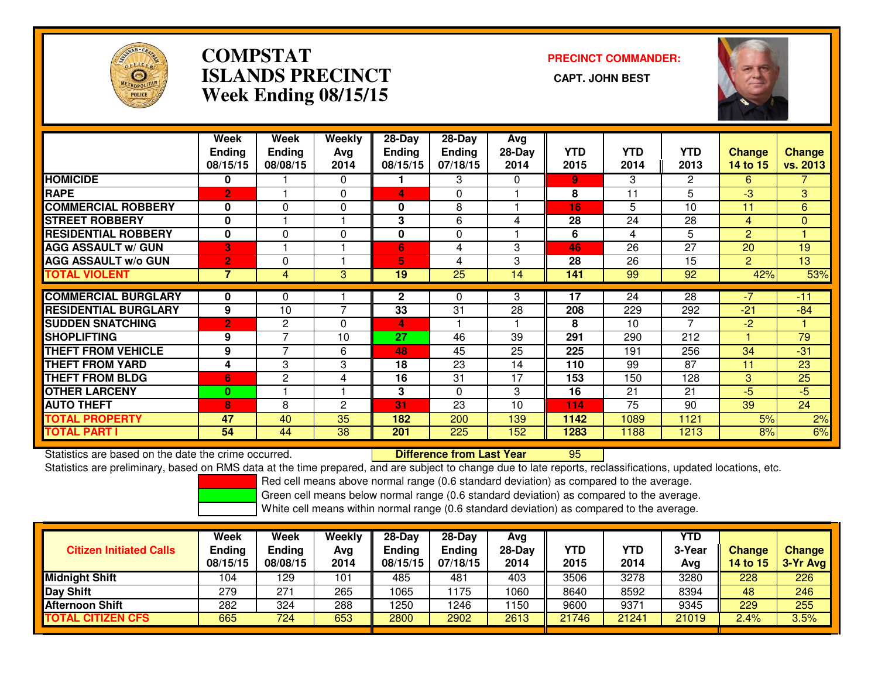# COMPSTAT
# ISLANDS PRECINCT
# Week Ending 08/15/15

**PRECINCT COMMANDER:**

**CAPT. JOHN BEST**

| | Week Ending 08/15/15 | Week Ending 08/08/15 | Weekly Avg 2014 | 28-Day Ending 08/15/15 | 28-Day Ending 07/18/15 | Avg 28-Day 2014 | YTD 2015 | YTD 2014 | YTD 2013 | Change 14 to 15 | Change vs. 2013 |
|---|---|---|---|---|---|---|---|---|---|---|---|
| HOMICIDE | 0 | 1 | 0 | 1 | 3 | 0 | 9 | 3 | 2 | 6 | 7 |
| RAPE | 2 | 1 | 0 | 4 | 0 | 1 | 8 | 11 | 5 | -3 | 3 |
| COMMERCIAL ROBBERY | 0 | 0 | 0 | 0 | 8 | 1 | 16 | 5 | 10 | 11 | 6 |
| STREET ROBBERY | 0 | 1 | 1 | 3 | 6 | 4 | 28 | 24 | 28 | 4 | 0 |
| RESIDENTIAL ROBBERY | 0 | 0 | 0 | 0 | 0 | 1 | 6 | 4 | 5 | 2 | 1 |
| AGG ASSAULT w/ GUN | 3 | 1 | 1 | 6 | 4 | 3 | 46 | 26 | 27 | 20 | 19 |
| AGG ASSAULT w/o GUN | 2 | 0 | 1 | 5 | 4 | 3 | 28 | 26 | 15 | 2 | 13 |
| TOTAL VIOLENT | 7 | 4 | 3 | 19 | 25 | 14 | 141 | 99 | 92 | 42% | 53% |
| COMMERCIAL BURGLARY | 0 | 0 | 1 | 2 | 0 | 3 | 17 | 24 | 28 | -7 | -11 |
| RESIDENTIAL BURGLARY | 9 | 10 | 7 | 33 | 31 | 28 | 208 | 229 | 292 | -21 | -84 |
| SUDDEN SNATCHING | 2 | 2 | 0 | 4 | 1 | 1 | 8 | 10 | 7 | -2 | 1 |
| SHOPLIFTING | 9 | 7 | 10 | 27 | 46 | 39 | 291 | 290 | 212 | 1 | 79 |
| THEFT FROM VEHICLE | 9 | 7 | 6 | 48 | 45 | 25 | 225 | 191 | 256 | 34 | -31 |
| THEFT FROM YARD | 4 | 3 | 3 | 18 | 23 | 14 | 110 | 99 | 87 | 11 | 23 |
| THEFT FROM BLDG | 6 | 2 | 4 | 16 | 31 | 17 | 153 | 150 | 128 | 3 | 25 |
| OTHER LARCENY | 0 | 1 | 1 | 3 | 0 | 3 | 16 | 21 | 21 | -5 | -5 |
| AUTO THEFT | 8 | 8 | 2 | 31 | 23 | 10 | 114 | 75 | 90 | 39 | 24 |
| TOTAL PROPERTY | 47 | 40 | 35 | 182 | 200 | 139 | 1142 | 1089 | 1121 | 5% | 2% |
| TOTAL PART I | 54 | 44 | 38 | 201 | 225 | 152 | 1283 | 1188 | 1213 | 8% | 6% |

Statistics are based on the date the crime occurred. **Difference from Last Year** 95

Statistics are preliminary, based on RMS data at the time prepared, and are subject to change due to late reports, reclassifications, updated locations, etc.

Red cell means above normal range (0.6 standard deviation) as compared to the average.

Green cell means below normal range (0.6 standard deviation) as compared to the average.

White cell means within normal range (0.6 standard deviation) as compared to the average.

| Citizen Initiated Calls | Week Ending 08/15/15 | Week Ending 08/08/15 | Weekly Avg 2014 | 28-Day Ending 08/15/15 | 28-Day Ending 07/18/15 | Avg 28-Day 2014 | YTD 2015 | YTD 2014 | YTD 3-Year Avg | Change 14 to 15 | Change 3-Yr Avg |
|---|---|---|---|---|---|---|---|---|---|---|---|
| Midnight Shift | 104 | 129 | 101 | 485 | 481 | 403 | 3506 | 3278 | 3280 | 228 | 226 |
| Day Shift | 279 | 271 | 265 | 1065 | 1175 | 1060 | 8640 | 8592 | 8394 | 48 | 246 |
| Afternoon Shift | 282 | 324 | 288 | 1250 | 1246 | 1150 | 9600 | 9371 | 9345 | 229 | 255 |
| TOTAL CITIZEN CFS | 665 | 724 | 653 | 2800 | 2902 | 2613 | 21746 | 21241 | 21019 | 2.4% | 3.5% |